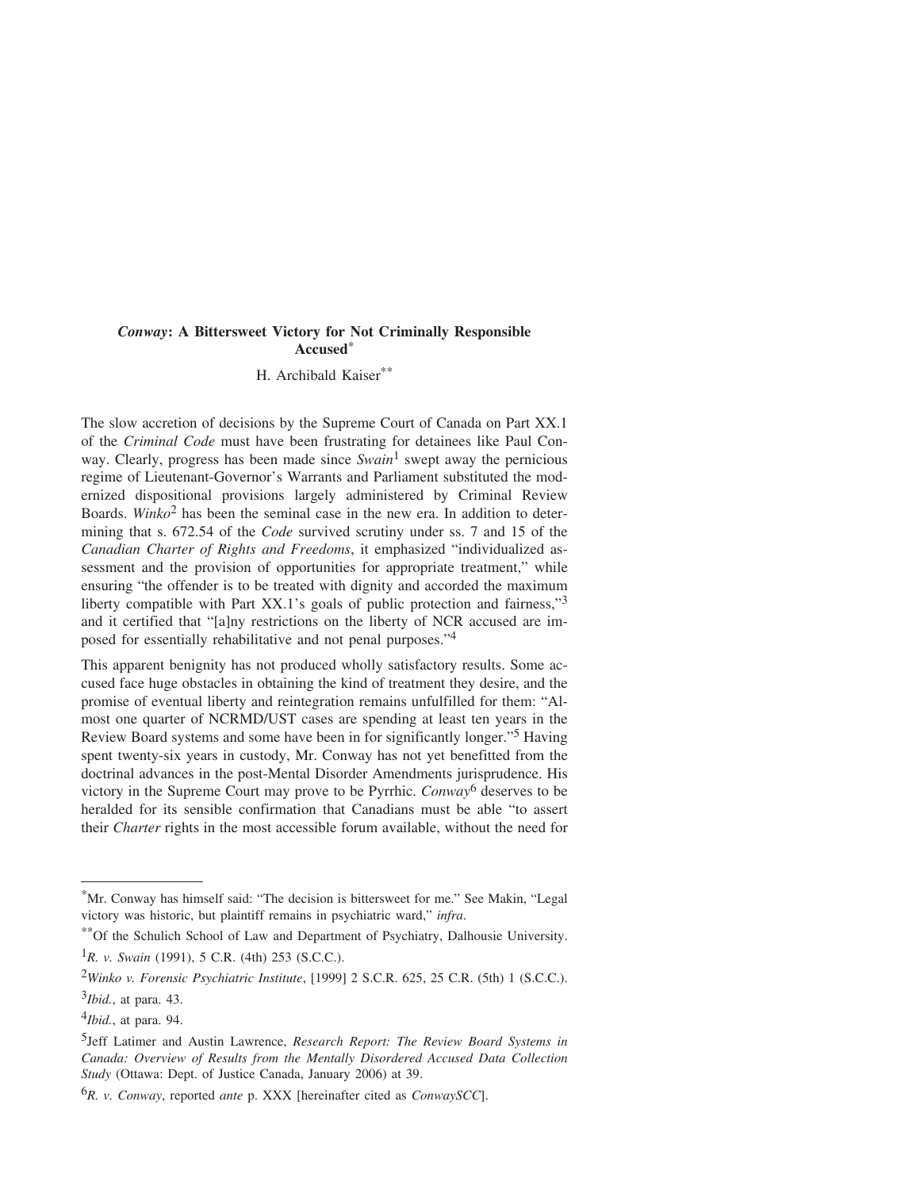# *Conway*: A Bittersweet Victory for Not Criminally Responsible Accused[*]

H. Archibald Kaiser[**]

The slow accretion of decisions by the Supreme Court of Canada on Part XX.1 of the *Criminal Code* must have been frustrating for detainees like Paul Conway. Clearly, progress has been made since *Swain*[1] swept away the pernicious regime of Lieutenant-Governor's Warrants and Parliament substituted the modernized dispositional provisions largely administered by Criminal Review Boards. *Winko*[2] has been the seminal case in the new era. In addition to determining that s. 672.54 of the *Code* survived scrutiny under ss. 7 and 15 of the *Canadian Charter of Rights and Freedoms*, it emphasized "individualized assessment and the provision of opportunities for appropriate treatment," while ensuring "the offender is to be treated with dignity and accorded the maximum liberty compatible with Part XX.1's goals of public protection and fairness,"[3] and it certified that "[a]ny restrictions on the liberty of NCR accused are imposed for essentially rehabilitative and not penal purposes."[4]

This apparent benignity has not produced wholly satisfactory results. Some accused face huge obstacles in obtaining the kind of treatment they desire, and the promise of eventual liberty and reintegration remains unfulfilled for them: "Almost one quarter of NCRMD/UST cases are spending at least ten years in the Review Board systems and some have been in for significantly longer."[5] Having spent twenty-six years in custody, Mr. Conway has not yet benefitted from the doctrinal advances in the post-Mental Disorder Amendments jurisprudence. His victory in the Supreme Court may prove to be Pyrrhic. *Conway*[6] deserves to be heralded for its sensible confirmation that Canadians must be able "to assert their *Charter* rights in the most accessible forum available, without the need for

---

[*] Mr. Conway has himself said: "The decision is bittersweet for me." See Makin, "Legal victory was historic, but plaintiff remains in psychiatric ward," *infra*.

[**] Of the Schulich School of Law and Department of Psychiatry, Dalhousie University.

[1] *R. v. Swain* (1991), 5 C.R. (4th) 253 (S.C.C.).

[2] *Winko v. Forensic Psychiatric Institute*, [1999] 2 S.C.R. 625, 25 C.R. (5th) 1 (S.C.C.).

[3] *Ibid.*, at para. 43.

[4] *Ibid.*, at para. 94.

[5] Jeff Latimer and Austin Lawrence, *Research Report: The Review Board Systems in Canada: Overview of Results from the Mentally Disordered Accused Data Collection Study* (Ottawa: Dept. of Justice Canada, January 2006) at 39.

[6] *R. v. Conway*, reported *ante* p. XXX [hereinafter cited as *ConwaySCC*].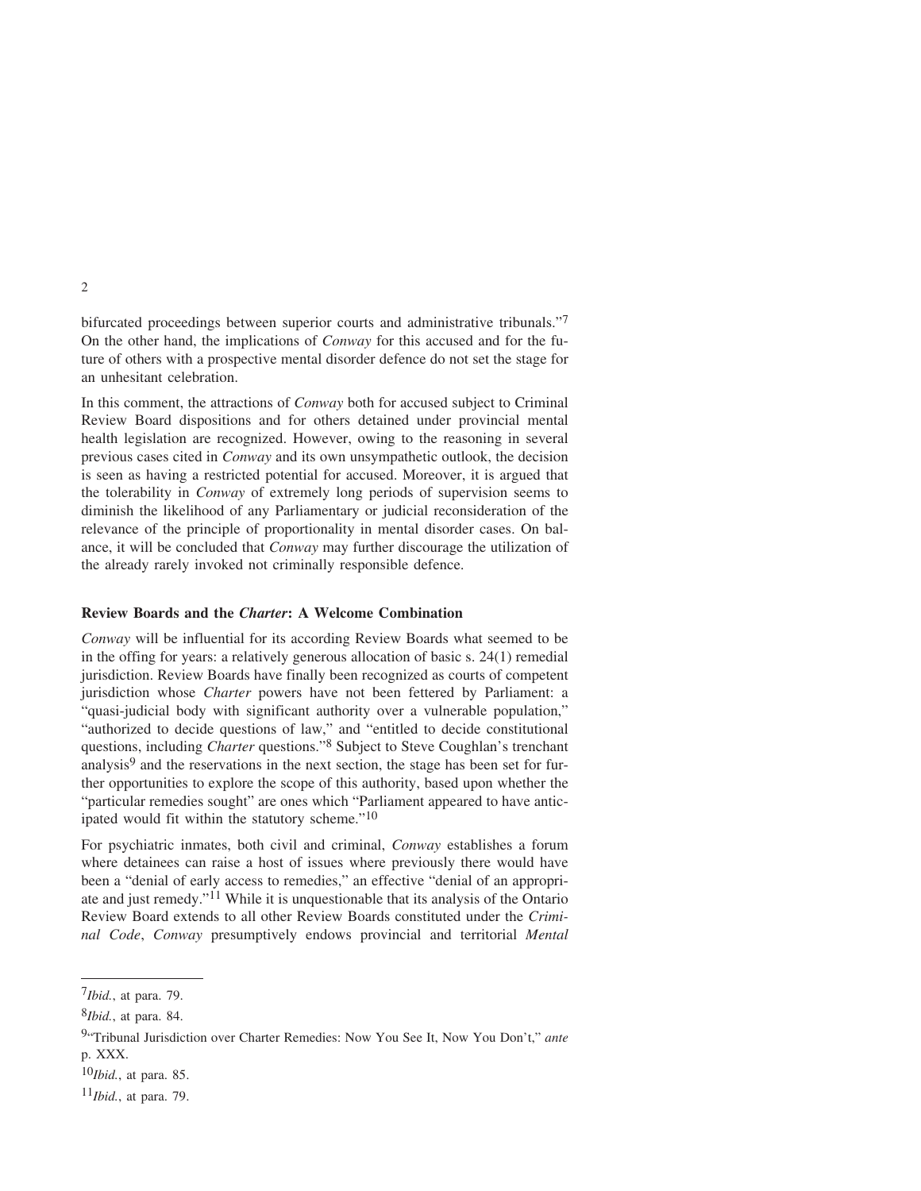bifurcated proceedings between superior courts and administrative tribunals."[7] On the other hand, the implications of *Conway* for this accused and for the future of others with a prospective mental disorder defence do not set the stage for an unhesitant celebration.

In this comment, the attractions of *Conway* both for accused subject to Criminal Review Board dispositions and for others detained under provincial mental health legislation are recognized. However, owing to the reasoning in several previous cases cited in *Conway* and its own unsympathetic outlook, the decision is seen as having a restricted potential for accused. Moreover, it is argued that the tolerability in *Conway* of extremely long periods of supervision seems to diminish the likelihood of any Parliamentary or judicial reconsideration of the relevance of the principle of proportionality in mental disorder cases. On balance, it will be concluded that *Conway* may further discourage the utilization of the already rarely invoked not criminally responsible defence.

### Review Boards and the *Charter*: A Welcome Combination

*Conway* will be influential for its according Review Boards what seemed to be in the offing for years: a relatively generous allocation of basic s. 24(1) remedial jurisdiction. Review Boards have finally been recognized as courts of competent jurisdiction whose *Charter* powers have not been fettered by Parliament: a "quasi-judicial body with significant authority over a vulnerable population," "authorized to decide questions of law," and "entitled to decide constitutional questions, including *Charter* questions."[8] Subject to Steve Coughlan's trenchant analysis[9] and the reservations in the next section, the stage has been set for further opportunities to explore the scope of this authority, based upon whether the "particular remedies sought" are ones which "Parliament appeared to have anticipated would fit within the statutory scheme."[10]

For psychiatric inmates, both civil and criminal, *Conway* establishes a forum where detainees can raise a host of issues where previously there would have been a "denial of early access to remedies," an effective "denial of an appropriate and just remedy."[11] While it is unquestionable that its analysis of the Ontario Review Board extends to all other Review Boards constituted under the *Criminal Code*, *Conway* presumptively endows provincial and territorial *Mental*

---

[7] *Ibid.*, at para. 79.

[8] *Ibid.*, at para. 84.

[9] "Tribunal Jurisdiction over Charter Remedies: Now You See It, Now You Don't," *ante* p. XXX.

[10] *Ibid.*, at para. 85.

[11] *Ibid.*, at para. 79.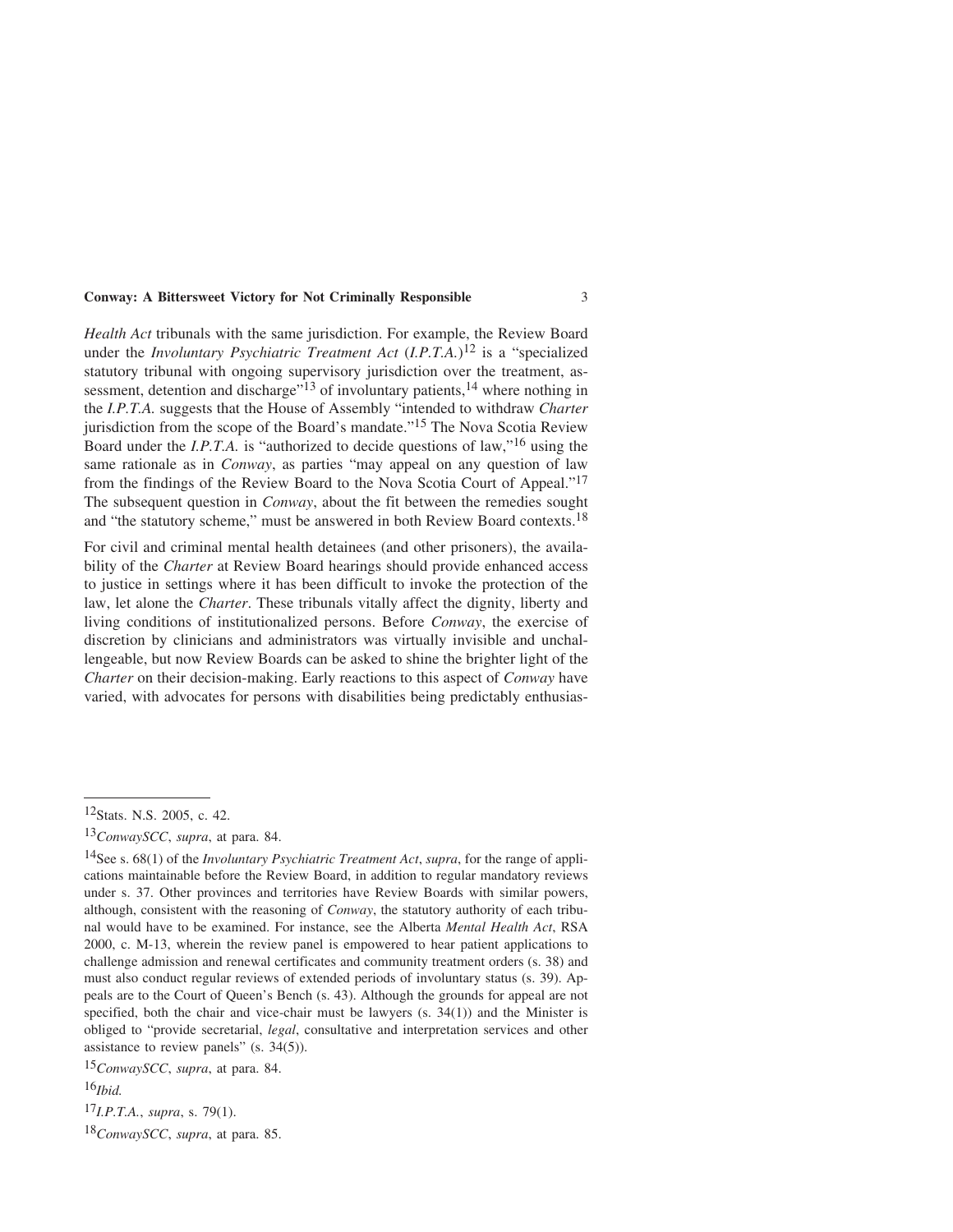*Health Act* tribunals with the same jurisdiction. For example, the Review Board under the *Involuntary Psychiatric Treatment Act* (*I.P.T.A.*)[12] is a "specialized statutory tribunal with ongoing supervisory jurisdiction over the treatment, assessment, detention and discharge"[13] of involuntary patients,[14] where nothing in the *I.P.T.A.* suggests that the House of Assembly "intended to withdraw *Charter* jurisdiction from the scope of the Board's mandate."[15] The Nova Scotia Review Board under the *I.P.T.A.* is "authorized to decide questions of law,"[16] using the same rationale as in *Conway*, as parties "may appeal on any question of law from the findings of the Review Board to the Nova Scotia Court of Appeal."[17] The subsequent question in *Conway*, about the fit between the remedies sought and "the statutory scheme," must be answered in both Review Board contexts.[18]

For civil and criminal mental health detainees (and other prisoners), the availability of the *Charter* at Review Board hearings should provide enhanced access to justice in settings where it has been difficult to invoke the protection of the law, let alone the *Charter*. These tribunals vitally affect the dignity, liberty and living conditions of institutionalized persons. Before *Conway*, the exercise of discretion by clinicians and administrators was virtually invisible and unchallengeable, but now Review Boards can be asked to shine the brighter light of the *Charter* on their decision-making. Early reactions to this aspect of *Conway* have varied, with advocates for persons with disabilities being predictably enthusias-

---

[12]Stats. N.S. 2005, c. 42.

[13]*ConwaySCC*, *supra*, at para. 84.

[14]See s. 68(1) of the *Involuntary Psychiatric Treatment Act*, *supra*, for the range of applications maintainable before the Review Board, in addition to regular mandatory reviews under s. 37. Other provinces and territories have Review Boards with similar powers, although, consistent with the reasoning of *Conway*, the statutory authority of each tribunal would have to be examined. For instance, see the Alberta *Mental Health Act*, RSA 2000, c. M-13, wherein the review panel is empowered to hear patient applications to challenge admission and renewal certificates and community treatment orders (s. 38) and must also conduct regular reviews of extended periods of involuntary status (s. 39). Appeals are to the Court of Queen's Bench (s. 43). Although the grounds for appeal are not specified, both the chair and vice-chair must be lawyers (s. 34(1)) and the Minister is obliged to "provide secretarial, *legal*, consultative and interpretation services and other assistance to review panels" (s. 34(5)).

[15]*ConwaySCC*, *supra*, at para. 84.

[16]*Ibid.*

[17]*I.P.T.A.*, *supra*, s. 79(1).

[18]*ConwaySCC*, *supra*, at para. 85.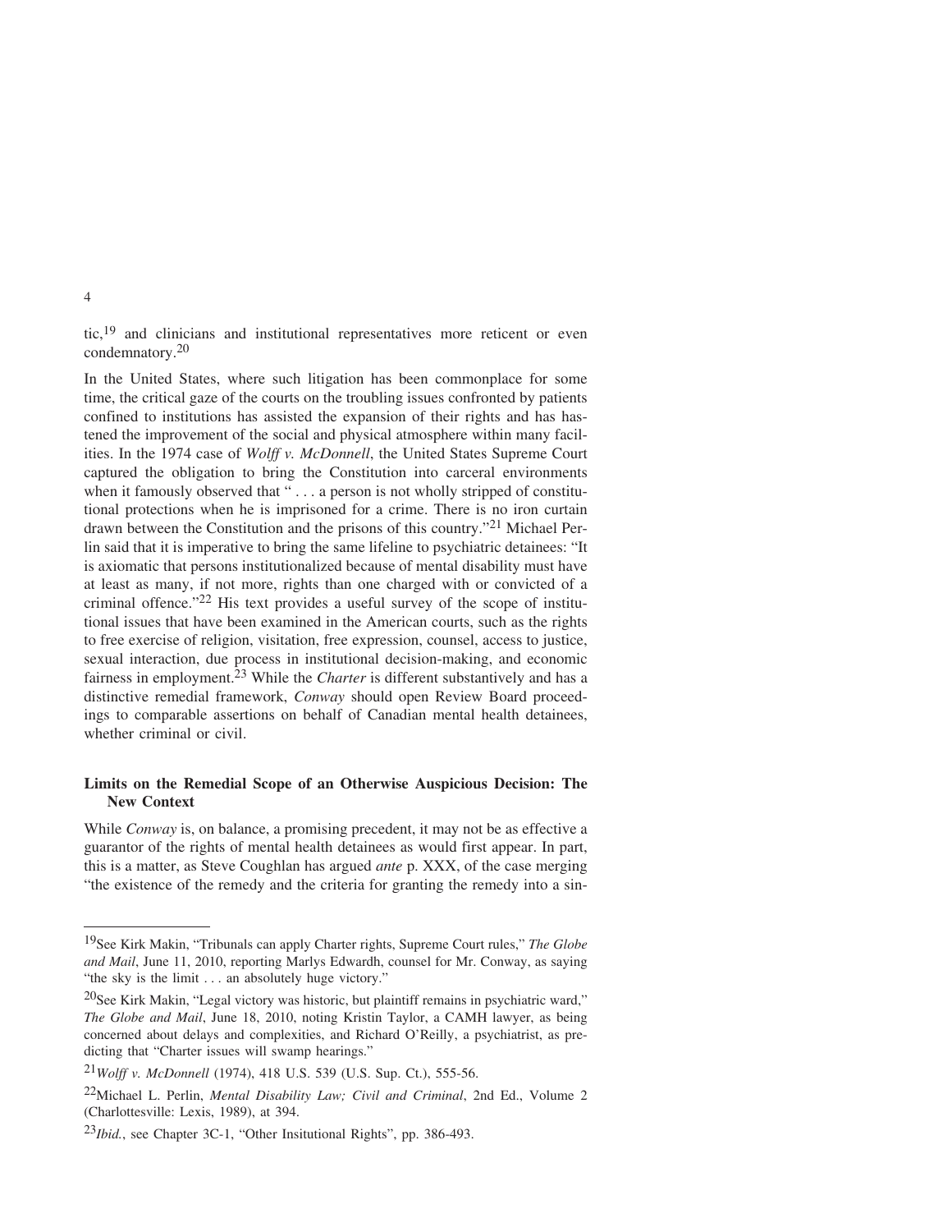tic,[19] and clinicians and institutional representatives more reticent or even condemnatory.[20]

In the United States, where such litigation has been commonplace for some time, the critical gaze of the courts on the troubling issues confronted by patients confined to institutions has assisted the expansion of their rights and has hastened the improvement of the social and physical atmosphere within many facilities. In the 1974 case of *Wolff v. McDonnell*, the United States Supreme Court captured the obligation to bring the Constitution into carceral environments when it famously observed that " . . . a person is not wholly stripped of constitutional protections when he is imprisoned for a crime. There is no iron curtain drawn between the Constitution and the prisons of this country."[21] Michael Perlin said that it is imperative to bring the same lifeline to psychiatric detainees: "It is axiomatic that persons institutionalized because of mental disability must have at least as many, if not more, rights than one charged with or convicted of a criminal offence."[22] His text provides a useful survey of the scope of institutional issues that have been examined in the American courts, such as the rights to free exercise of religion, visitation, free expression, counsel, access to justice, sexual interaction, due process in institutional decision-making, and economic fairness in employment.[23] While the *Charter* is different substantively and has a distinctive remedial framework, *Conway* should open Review Board proceedings to comparable assertions on behalf of Canadian mental health detainees, whether criminal or civil.

## Limits on the Remedial Scope of an Otherwise Auspicious Decision: The New Context

While *Conway* is, on balance, a promising precedent, it may not be as effective a guarantor of the rights of mental health detainees as would first appear. In part, this is a matter, as Steve Coughlan has argued *ante* p. XXX, of the case merging "the existence of the remedy and the criteria for granting the remedy into a sin-

---

[19] See Kirk Makin, "Tribunals can apply Charter rights, Supreme Court rules," *The Globe and Mail*, June 11, 2010, reporting Marlys Edwardh, counsel for Mr. Conway, as saying "the sky is the limit . . . an absolutely huge victory."

[20] See Kirk Makin, "Legal victory was historic, but plaintiff remains in psychiatric ward," *The Globe and Mail*, June 18, 2010, noting Kristin Taylor, a CAMH lawyer, as being concerned about delays and complexities, and Richard O'Reilly, a psychiatrist, as predicting that "Charter issues will swamp hearings."

[21] *Wolff v. McDonnell* (1974), 418 U.S. 539 (U.S. Sup. Ct.), 555-56.

[22] Michael L. Perlin, *Mental Disability Law; Civil and Criminal*, 2nd Ed., Volume 2 (Charlottesville: Lexis, 1989), at 394.

[23] *Ibid.*, see Chapter 3C-1, "Other Insitutional Rights", pp. 386-493.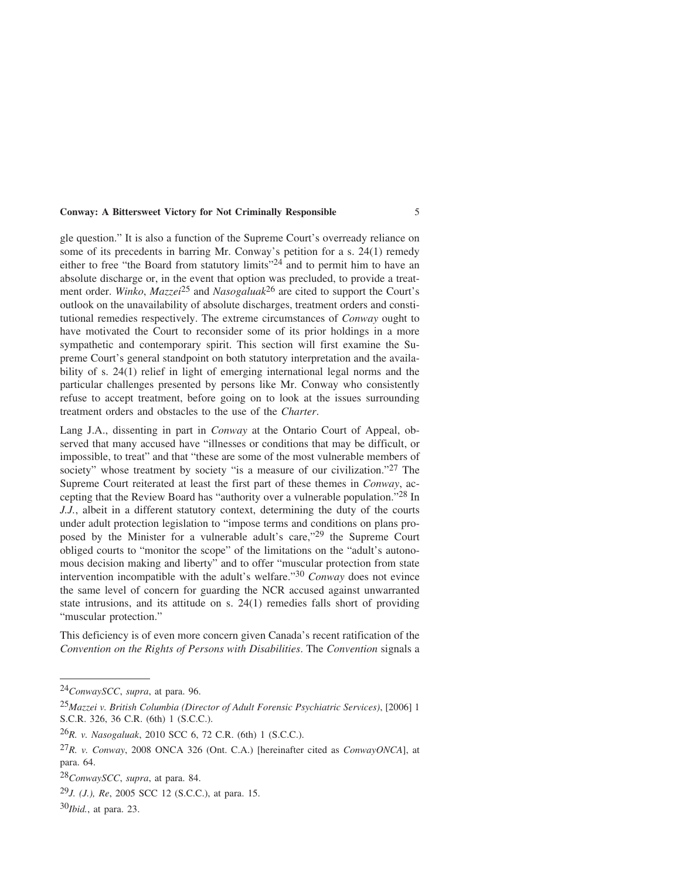gle question." It is also a function of the Supreme Court's overready reliance on some of its precedents in barring Mr. Conway's petition for a s. 24(1) remedy either to free "the Board from statutory limits"[24] and to permit him to have an absolute discharge or, in the event that option was precluded, to provide a treatment order. *Winko*, *Mazzei*[25] and *Nasogaluak*[26] are cited to support the Court's outlook on the unavailability of absolute discharges, treatment orders and constitutional remedies respectively. The extreme circumstances of *Conway* ought to have motivated the Court to reconsider some of its prior holdings in a more sympathetic and contemporary spirit. This section will first examine the Supreme Court's general standpoint on both statutory interpretation and the availability of s. 24(1) relief in light of emerging international legal norms and the particular challenges presented by persons like Mr. Conway who consistently refuse to accept treatment, before going on to look at the issues surrounding treatment orders and obstacles to the use of the *Charter*.

Lang J.A., dissenting in part in *Conway* at the Ontario Court of Appeal, observed that many accused have "illnesses or conditions that may be difficult, or impossible, to treat" and that "these are some of the most vulnerable members of society" whose treatment by society "is a measure of our civilization."[27] The Supreme Court reiterated at least the first part of these themes in *Conway*, accepting that the Review Board has "authority over a vulnerable population."[28] In *J.J.*, albeit in a different statutory context, determining the duty of the courts under adult protection legislation to "impose terms and conditions on plans proposed by the Minister for a vulnerable adult's care,"[29] the Supreme Court obliged courts to "monitor the scope" of the limitations on the "adult's autonomous decision making and liberty" and to offer "muscular protection from state intervention incompatible with the adult's welfare."[30] *Conway* does not evince the same level of concern for guarding the NCR accused against unwarranted state intrusions, and its attitude on s. 24(1) remedies falls short of providing "muscular protection."

This deficiency is of even more concern given Canada's recent ratification of the *Convention on the Rights of Persons with Disabilities*. The *Convention* signals a

---

[24] *ConwaySCC*, *supra*, at para. 96.

[25] *Mazzei v. British Columbia (Director of Adult Forensic Psychiatric Services)*, [2006] 1 S.C.R. 326, 36 C.R. (6th) 1 (S.C.C.).

[26] *R. v. Nasogaluak*, 2010 SCC 6, 72 C.R. (6th) 1 (S.C.C.).

[27] *R. v. Conway*, 2008 ONCA 326 (Ont. C.A.) [hereinafter cited as *ConwayONCA*], at para. 64.

[28] *ConwaySCC*, *supra*, at para. 84.

[29] *J. (J.), Re*, 2005 SCC 12 (S.C.C.), at para. 15.

[30] *Ibid.*, at para. 23.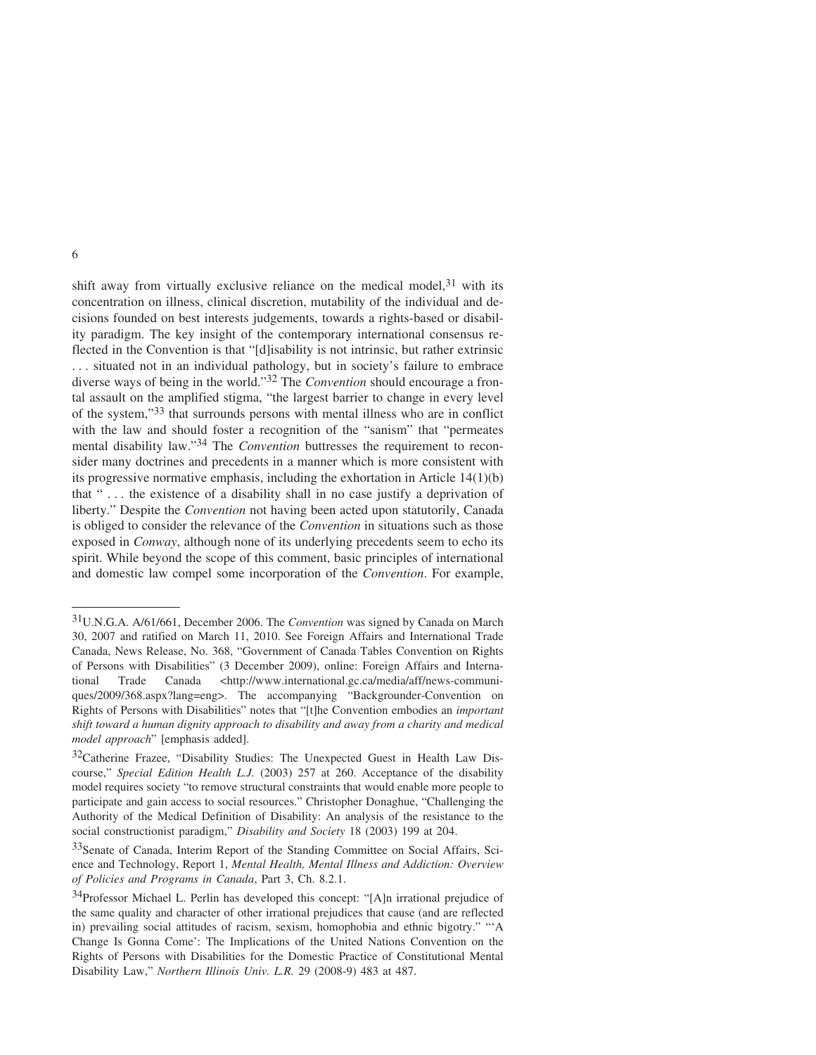shift away from virtually exclusive reliance on the medical model,[31] with its concentration on illness, clinical discretion, mutability of the individual and decisions founded on best interests judgements, towards a rights-based or disability paradigm. The key insight of the contemporary international consensus reflected in the Convention is that "[d]isability is not intrinsic, but rather extrinsic . . . situated not in an individual pathology, but in society's failure to embrace diverse ways of being in the world."[32] The *Convention* should encourage a frontal assault on the amplified stigma, "the largest barrier to change in every level of the system,"[33] that surrounds persons with mental illness who are in conflict with the law and should foster a recognition of the "sanism" that "permeates mental disability law."[34] The *Convention* buttresses the requirement to reconsider many doctrines and precedents in a manner which is more consistent with its progressive normative emphasis, including the exhortation in Article 14(1)(b) that " . . . the existence of a disability shall in no case justify a deprivation of liberty." Despite the *Convention* not having been acted upon statutorily, Canada is obliged to consider the relevance of the *Convention* in situations such as those exposed in *Conway*, although none of its underlying precedents seem to echo its spirit. While beyond the scope of this comment, basic principles of international and domestic law compel some incorporation of the *Convention*. For example,

---

[31] U.N.G.A. A/61/661, December 2006. The *Convention* was signed by Canada on March 30, 2007 and ratified on March 11, 2010. See Foreign Affairs and International Trade Canada, News Release, No. 368, "Government of Canada Tables Convention on Rights of Persons with Disabilities" (3 December 2009), online: Foreign Affairs and International Trade Canada <http://www.international.gc.ca/media/aff/news-communiques/2009/368.aspx?lang=eng>. The accompanying "Backgrounder-Convention on Rights of Persons with Disabilities" notes that "[t]he Convention embodies an *important shift toward a human dignity approach to disability and away from a charity and medical model approach*" [emphasis added].

[32] Catherine Frazee, "Disability Studies: The Unexpected Guest in Health Law Discourse," *Special Edition Health L.J.* (2003) 257 at 260. Acceptance of the disability model requires society "to remove structural constraints that would enable more people to participate and gain access to social resources." Christopher Donaghue, "Challenging the Authority of the Medical Definition of Disability: An analysis of the resistance to the social constructionist paradigm," *Disability and Society* 18 (2003) 199 at 204.

[33] Senate of Canada, Interim Report of the Standing Committee on Social Affairs, Science and Technology, Report 1, *Mental Health, Mental Illness and Addiction: Overview of Policies and Programs in Canada*, Part 3, Ch. 8.2.1.

[34] Professor Michael L. Perlin has developed this concept: "[A]n irrational prejudice of the same quality and character of other irrational prejudices that cause (and are reflected in) prevailing social attitudes of racism, sexism, homophobia and ethnic bigotry." "'A Change Is Gonna Come': The Implications of the United Nations Convention on the Rights of Persons with Disabilities for the Domestic Practice of Constitutional Mental Disability Law," *Northern Illinois Univ. L.R.* 29 (2008-9) 483 at 487.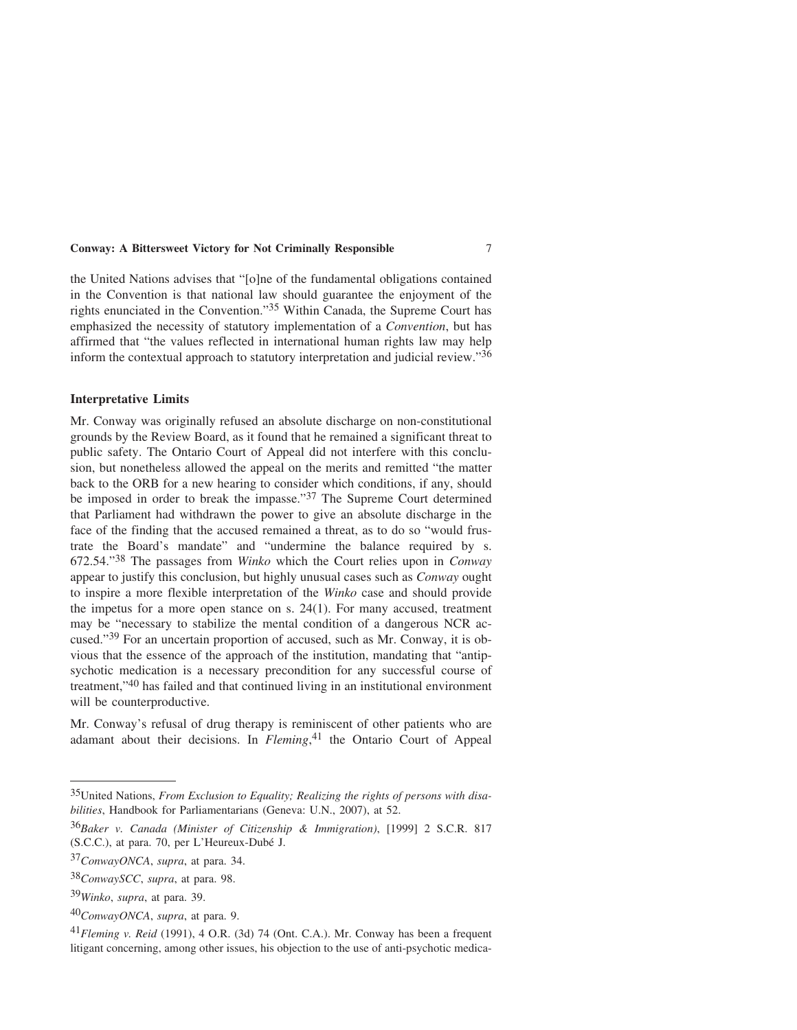the United Nations advises that "[o]ne of the fundamental obligations contained in the Convention is that national law should guarantee the enjoyment of the rights enunciated in the Convention."[35] Within Canada, the Supreme Court has emphasized the necessity of statutory implementation of a *Convention*, but has affirmed that "the values reflected in international human rights law may help inform the contextual approach to statutory interpretation and judicial review."[36]

### Interpretative Limits

Mr. Conway was originally refused an absolute discharge on non-constitutional grounds by the Review Board, as it found that he remained a significant threat to public safety. The Ontario Court of Appeal did not interfere with this conclusion, but nonetheless allowed the appeal on the merits and remitted "the matter back to the ORB for a new hearing to consider which conditions, if any, should be imposed in order to break the impasse."[37] The Supreme Court determined that Parliament had withdrawn the power to give an absolute discharge in the face of the finding that the accused remained a threat, as to do so "would frustrate the Board's mandate" and "undermine the balance required by s. 672.54."[38] The passages from *Winko* which the Court relies upon in *Conway* appear to justify this conclusion, but highly unusual cases such as *Conway* ought to inspire a more flexible interpretation of the *Winko* case and should provide the impetus for a more open stance on s. 24(1). For many accused, treatment may be "necessary to stabilize the mental condition of a dangerous NCR accused."[39] For an uncertain proportion of accused, such as Mr. Conway, it is obvious that the essence of the approach of the institution, mandating that "antipsychotic medication is a necessary precondition for any successful course of treatment,"[40] has failed and that continued living in an institutional environment will be counterproductive.

Mr. Conway's refusal of drug therapy is reminiscent of other patients who are adamant about their decisions. In *Fleming*,[41] the Ontario Court of Appeal

---

[35] United Nations, *From Exclusion to Equality; Realizing the rights of persons with disabilities*, Handbook for Parliamentarians (Geneva: U.N., 2007), at 52.

[36] *Baker v. Canada (Minister of Citizenship & Immigration)*, [1999] 2 S.C.R. 817 (S.C.C.), at para. 70, per L'Heureux-Dubé J.

[37] *ConwayONCA*, *supra*, at para. 34.

[38] *ConwaySCC*, *supra*, at para. 98.

[39] *Winko*, *supra*, at para. 39.

[40] *ConwayONCA*, *supra*, at para. 9.

[41] *Fleming v. Reid* (1991), 4 O.R. (3d) 74 (Ont. C.A.). Mr. Conway has been a frequent litigant concerning, among other issues, his objection to the use of anti-psychotic medica-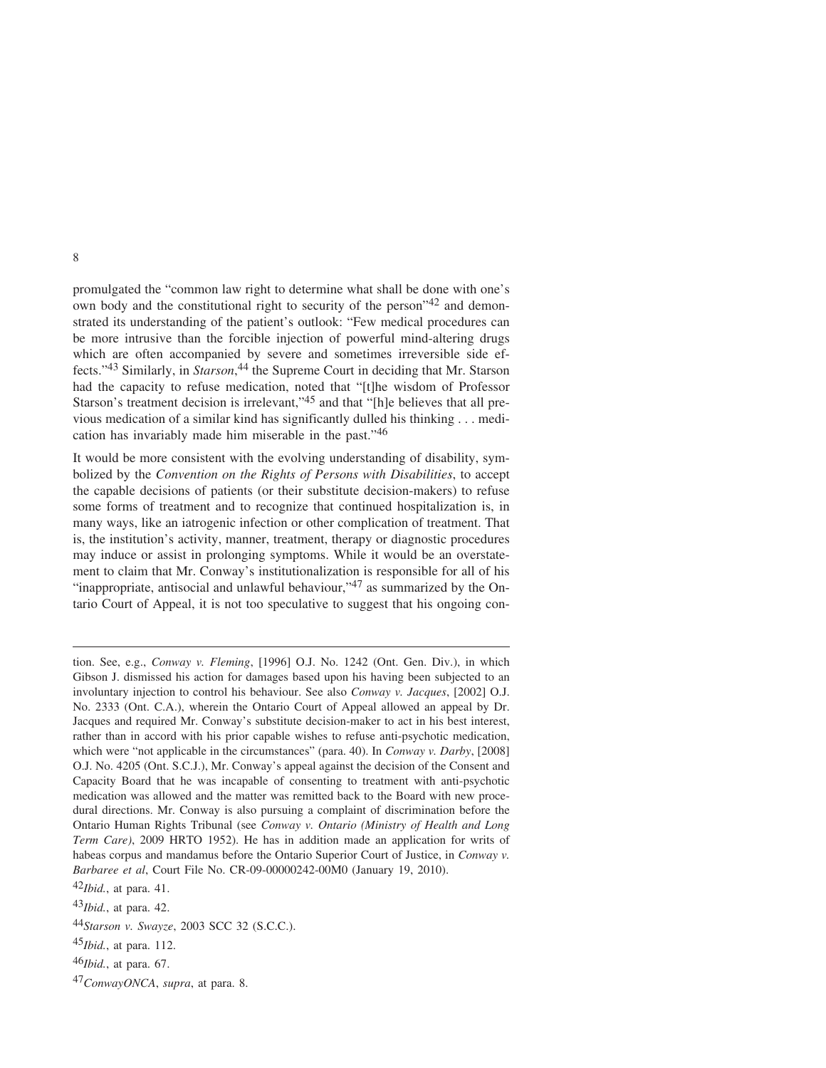promulgated the "common law right to determine what shall be done with one's own body and the constitutional right to security of the person"[42] and demonstrated its understanding of the patient's outlook: "Few medical procedures can be more intrusive than the forcible injection of powerful mind-altering drugs which are often accompanied by severe and sometimes irreversible side effects."[43] Similarly, in *Starson*,[44] the Supreme Court in deciding that Mr. Starson had the capacity to refuse medication, noted that "[t]he wisdom of Professor Starson's treatment decision is irrelevant,"[45] and that "[h]e believes that all previous medication of a similar kind has significantly dulled his thinking . . . medication has invariably made him miserable in the past."[46]

It would be more consistent with the evolving understanding of disability, symbolized by the *Convention on the Rights of Persons with Disabilities*, to accept the capable decisions of patients (or their substitute decision-makers) to refuse some forms of treatment and to recognize that continued hospitalization is, in many ways, like an iatrogenic infection or other complication of treatment. That is, the institution's activity, manner, treatment, therapy or diagnostic procedures may induce or assist in prolonging symptoms. While it would be an overstatement to claim that Mr. Conway's institutionalization is responsible for all of his "inappropriate, antisocial and unlawful behaviour,"[47] as summarized by the Ontario Court of Appeal, it is not too speculative to suggest that his ongoing con-

---

tion. See, e.g., *Conway v. Fleming*, [1996] O.J. No. 1242 (Ont. Gen. Div.), in which Gibson J. dismissed his action for damages based upon his having been subjected to an involuntary injection to control his behaviour. See also *Conway v. Jacques*, [2002] O.J. No. 2333 (Ont. C.A.), wherein the Ontario Court of Appeal allowed an appeal by Dr. Jacques and required Mr. Conway's substitute decision-maker to act in his best interest, rather than in accord with his prior capable wishes to refuse anti-psychotic medication, which were "not applicable in the circumstances" (para. 40). In *Conway v. Darby*, [2008] O.J. No. 4205 (Ont. S.C.J.), Mr. Conway's appeal against the decision of the Consent and Capacity Board that he was incapable of consenting to treatment with anti-psychotic medication was allowed and the matter was remitted back to the Board with new procedural directions. Mr. Conway is also pursuing a complaint of discrimination before the Ontario Human Rights Tribunal (see *Conway v. Ontario (Ministry of Health and Long Term Care)*, 2009 HRTO 1952). He has in addition made an application for writs of habeas corpus and mandamus before the Ontario Superior Court of Justice, in *Conway v. Barbaree et al*, Court File No. CR-09-00000242-00M0 (January 19, 2010).

[42] *Ibid.*, at para. 41.

[43] *Ibid.*, at para. 42.

[44] *Starson v. Swayze*, 2003 SCC 32 (S.C.C.).

[45] *Ibid.*, at para. 112.

[46] *Ibid.*, at para. 67.

[47] *ConwayONCA*, *supra*, at para. 8.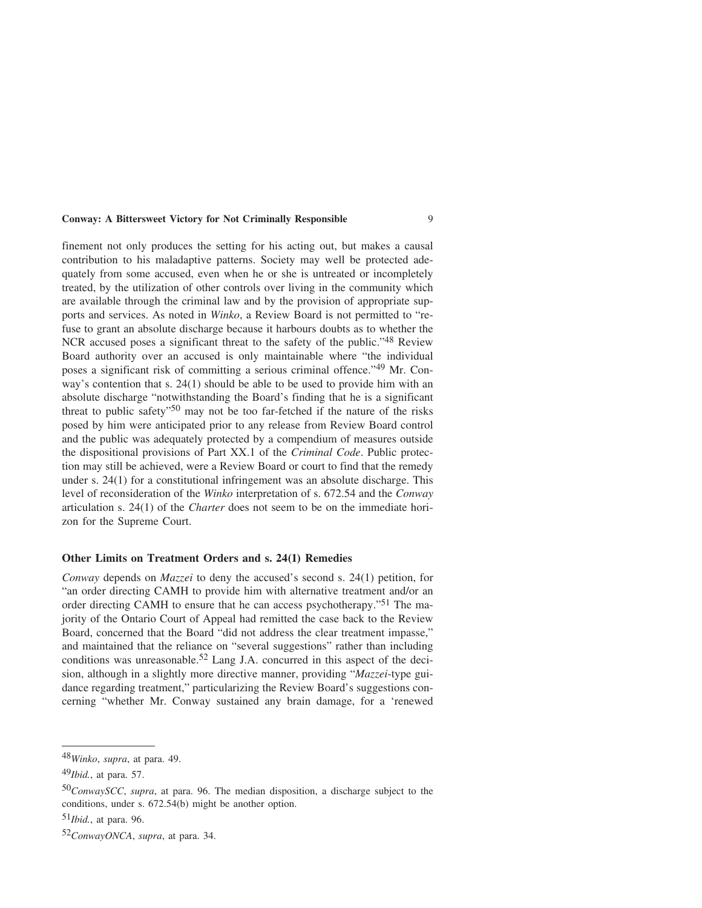finement not only produces the setting for his acting out, but makes a causal contribution to his maladaptive patterns. Society may well be protected adequately from some accused, even when he or she is untreated or incompletely treated, by the utilization of other controls over living in the community which are available through the criminal law and by the provision of appropriate supports and services. As noted in *Winko*, a Review Board is not permitted to "refuse to grant an absolute discharge because it harbours doubts as to whether the NCR accused poses a significant threat to the safety of the public."[48] Review Board authority over an accused is only maintainable where "the individual poses a significant risk of committing a serious criminal offence."[49] Mr. Conway's contention that s. 24(1) should be able to be used to provide him with an absolute discharge "notwithstanding the Board's finding that he is a significant threat to public safety"[50] may not be too far-fetched if the nature of the risks posed by him were anticipated prior to any release from Review Board control and the public was adequately protected by a compendium of measures outside the dispositional provisions of Part XX.1 of the *Criminal Code*. Public protection may still be achieved, were a Review Board or court to find that the remedy under s. 24(1) for a constitutional infringement was an absolute discharge. This level of reconsideration of the *Winko* interpretation of s. 672.54 and the *Conway* articulation s. 24(1) of the *Charter* does not seem to be on the immediate horizon for the Supreme Court.

## Other Limits on Treatment Orders and s. 24(1) Remedies

*Conway* depends on *Mazzei* to deny the accused's second s. 24(1) petition, for "an order directing CAMH to provide him with alternative treatment and/or an order directing CAMH to ensure that he can access psychotherapy."[51] The majority of the Ontario Court of Appeal had remitted the case back to the Review Board, concerned that the Board "did not address the clear treatment impasse," and maintained that the reliance on "several suggestions" rather than including conditions was unreasonable.[52] Lang J.A. concurred in this aspect of the decision, although in a slightly more directive manner, providing "*Mazzei*-type guidance regarding treatment," particularizing the Review Board's suggestions concerning "whether Mr. Conway sustained any brain damage, for a 'renewed

---

[48] *Winko*, *supra*, at para. 49.

[49] *Ibid.*, at para. 57.

[50] *ConwaySCC*, *supra*, at para. 96. The median disposition, a discharge subject to the conditions, under s. 672.54(b) might be another option.

[51] *Ibid.*, at para. 96.

[52] *ConwayONCA*, *supra*, at para. 34.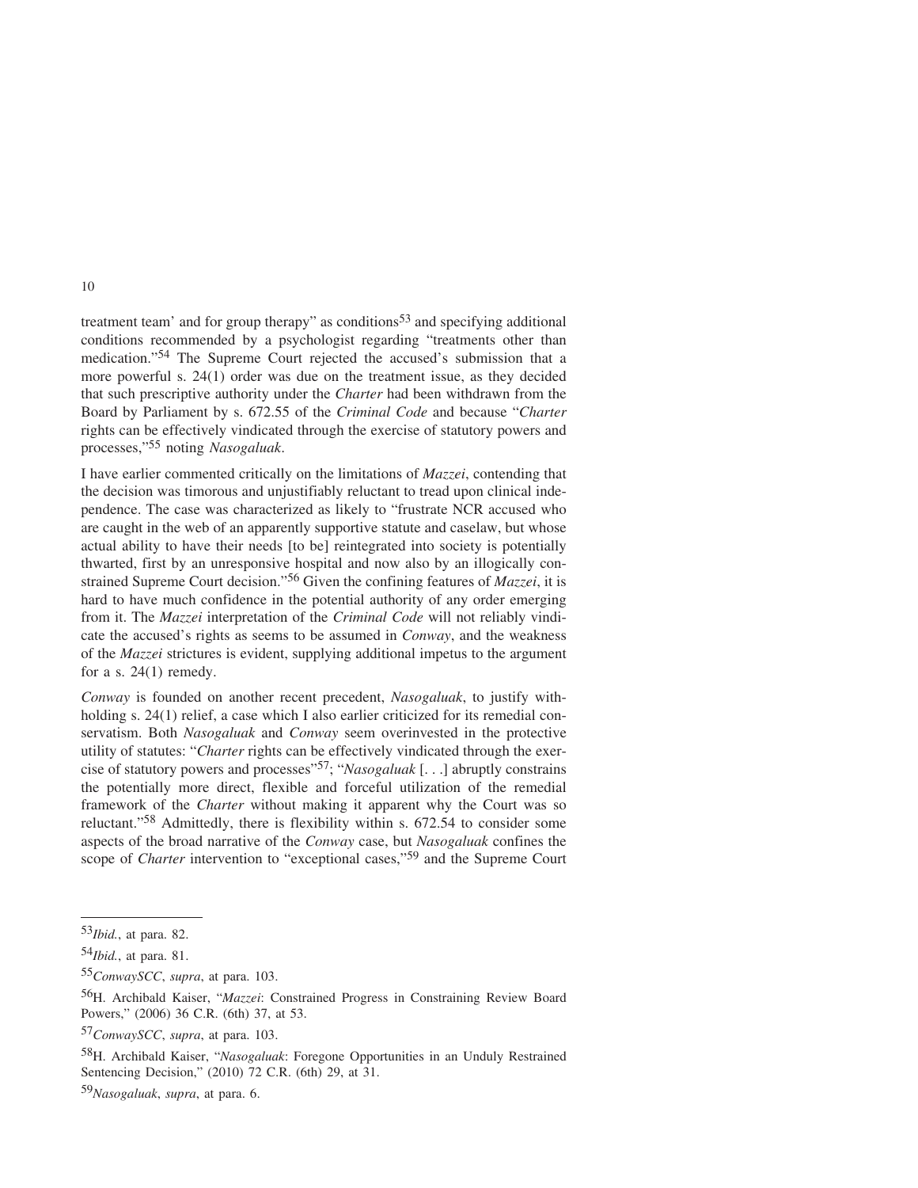treatment team' and for group therapy" as conditions[53] and specifying additional conditions recommended by a psychologist regarding "treatments other than medication."[54] The Supreme Court rejected the accused's submission that a more powerful s. 24(1) order was due on the treatment issue, as they decided that such prescriptive authority under the *Charter* had been withdrawn from the Board by Parliament by s. 672.55 of the *Criminal Code* and because "*Charter* rights can be effectively vindicated through the exercise of statutory powers and processes,"[55] noting *Nasogaluak*.

I have earlier commented critically on the limitations of *Mazzei*, contending that the decision was timorous and unjustifiably reluctant to tread upon clinical independence. The case was characterized as likely to "frustrate NCR accused who are caught in the web of an apparently supportive statute and caselaw, but whose actual ability to have their needs [to be] reintegrated into society is potentially thwarted, first by an unresponsive hospital and now also by an illogically constrained Supreme Court decision."[56] Given the confining features of *Mazzei*, it is hard to have much confidence in the potential authority of any order emerging from it. The *Mazzei* interpretation of the *Criminal Code* will not reliably vindicate the accused's rights as seems to be assumed in *Conway*, and the weakness of the *Mazzei* strictures is evident, supplying additional impetus to the argument for a s. 24(1) remedy.

*Conway* is founded on another recent precedent, *Nasogaluak*, to justify withholding s. 24(1) relief, a case which I also earlier criticized for its remedial conservatism. Both *Nasogaluak* and *Conway* seem overinvested in the protective utility of statutes: "*Charter* rights can be effectively vindicated through the exercise of statutory powers and processes"[57]; "*Nasogaluak* [. . .] abruptly constrains the potentially more direct, flexible and forceful utilization of the remedial framework of the *Charter* without making it apparent why the Court was so reluctant."[58] Admittedly, there is flexibility within s. 672.54 to consider some aspects of the broad narrative of the *Conway* case, but *Nasogaluak* confines the scope of *Charter* intervention to "exceptional cases,"[59] and the Supreme Court

---

[53] *Ibid.*, at para. 82.

[54] *Ibid.*, at para. 81.

[55] *ConwaySCC*, *supra*, at para. 103.

[56] H. Archibald Kaiser, "*Mazzei*: Constrained Progress in Constraining Review Board Powers," (2006) 36 C.R. (6th) 37, at 53.

[57] *ConwaySCC*, *supra*, at para. 103.

[58] H. Archibald Kaiser, "*Nasogaluak*: Foregone Opportunities in an Unduly Restrained Sentencing Decision," (2010) 72 C.R. (6th) 29, at 31.

[59] *Nasogaluak*, *supra*, at para. 6.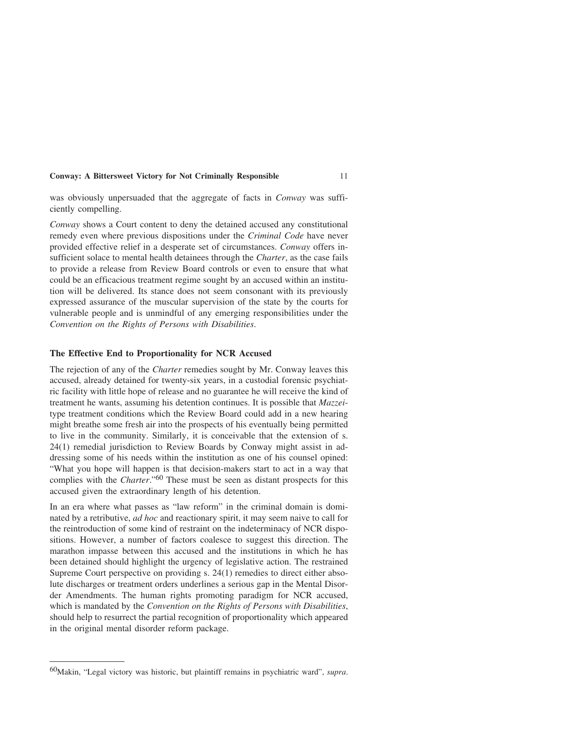was obviously unpersuaded that the aggregate of facts in *Conway* was sufficiently compelling.

*Conway* shows a Court content to deny the detained accused any constitutional remedy even where previous dispositions under the *Criminal Code* have never provided effective relief in a desperate set of circumstances. *Conway* offers insufficient solace to mental health detainees through the *Charter*, as the case fails to provide a release from Review Board controls or even to ensure that what could be an efficacious treatment regime sought by an accused within an institution will be delivered. Its stance does not seem consonant with its previously expressed assurance of the muscular supervision of the state by the courts for vulnerable people and is unmindful of any emerging responsibilities under the *Convention on the Rights of Persons with Disabilities*.

## The Effective End to Proportionality for NCR Accused

The rejection of any of the *Charter* remedies sought by Mr. Conway leaves this accused, already detained for twenty-six years, in a custodial forensic psychiatric facility with little hope of release and no guarantee he will receive the kind of treatment he wants, assuming his detention continues. It is possible that *Mazzei*-type treatment conditions which the Review Board could add in a new hearing might breathe some fresh air into the prospects of his eventually being permitted to live in the community. Similarly, it is conceivable that the extension of s. 24(1) remedial jurisdiction to Review Boards by Conway might assist in addressing some of his needs within the institution as one of his counsel opined: "What you hope will happen is that decision-makers start to act in a way that complies with the *Charter*."[60] These must be seen as distant prospects for this accused given the extraordinary length of his detention.

In an era where what passes as "law reform" in the criminal domain is dominated by a retributive, *ad hoc* and reactionary spirit, it may seem naive to call for the reintroduction of some kind of restraint on the indeterminacy of NCR dispositions. However, a number of factors coalesce to suggest this direction. The marathon impasse between this accused and the institutions in which he has been detained should highlight the urgency of legislative action. The restrained Supreme Court perspective on providing s. 24(1) remedies to direct either absolute discharges or treatment orders underlines a serious gap in the Mental Disorder Amendments. The human rights promoting paradigm for NCR accused, which is mandated by the *Convention on the Rights of Persons with Disabilities*, should help to resurrect the partial recognition of proportionality which appeared in the original mental disorder reform package.

---

[60] Makin, "Legal victory was historic, but plaintiff remains in psychiatric ward", *supra*.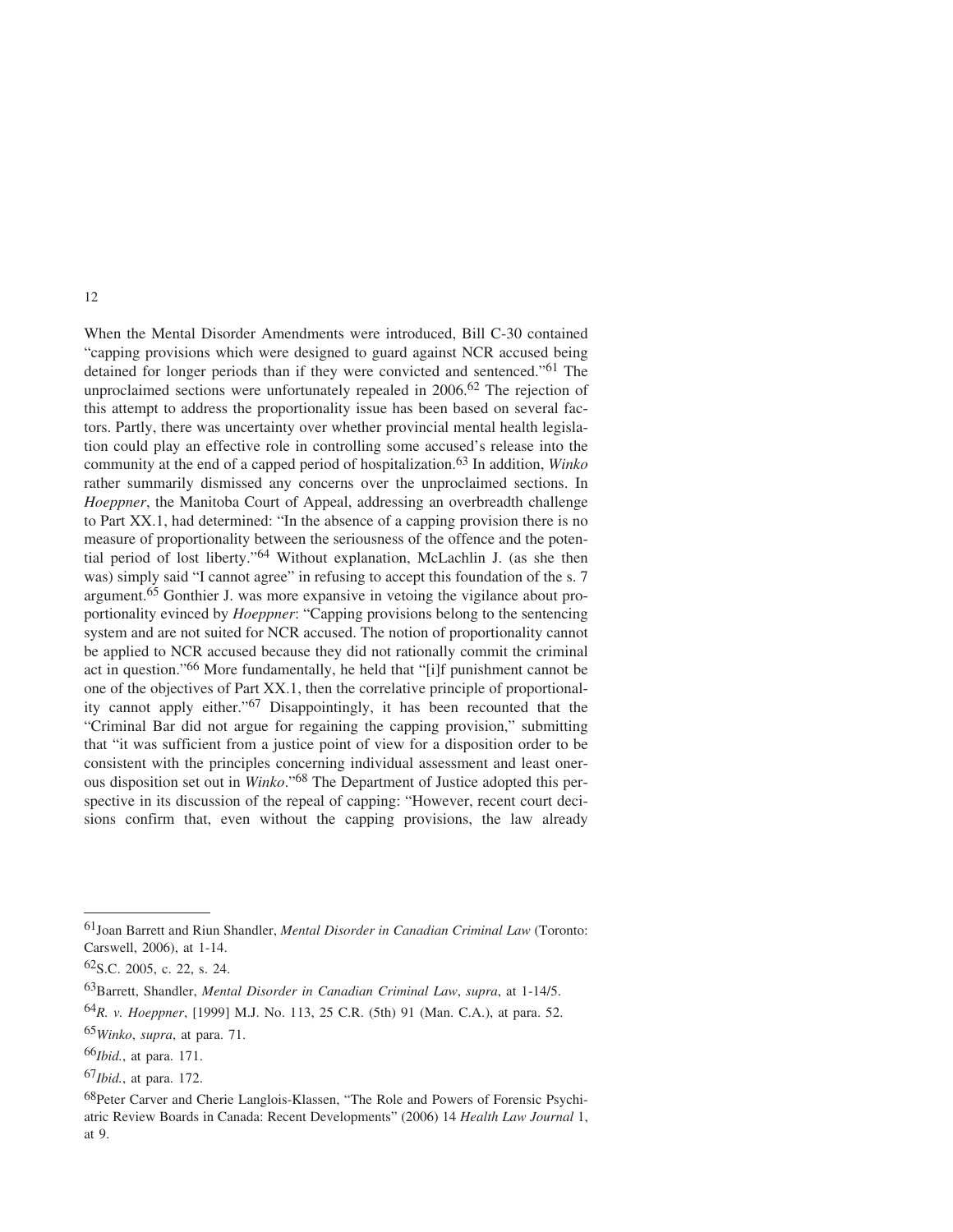When the Mental Disorder Amendments were introduced, Bill C-30 contained "capping provisions which were designed to guard against NCR accused being detained for longer periods than if they were convicted and sentenced."[61] The unproclaimed sections were unfortunately repealed in 2006.[62] The rejection of this attempt to address the proportionality issue has been based on several factors. Partly, there was uncertainty over whether provincial mental health legislation could play an effective role in controlling some accused's release into the community at the end of a capped period of hospitalization.[63] In addition, *Winko* rather summarily dismissed any concerns over the unproclaimed sections. In *Hoeppner*, the Manitoba Court of Appeal, addressing an overbreadth challenge to Part XX.1, had determined: "In the absence of a capping provision there is no measure of proportionality between the seriousness of the offence and the potential period of lost liberty."[64] Without explanation, McLachlin J. (as she then was) simply said "I cannot agree" in refusing to accept this foundation of the s. 7 argument.[65] Gonthier J. was more expansive in vetoing the vigilance about proportionality evinced by *Hoeppner*: "Capping provisions belong to the sentencing system and are not suited for NCR accused. The notion of proportionality cannot be applied to NCR accused because they did not rationally commit the criminal act in question."[66] More fundamentally, he held that "[i]f punishment cannot be one of the objectives of Part XX.1, then the correlative principle of proportionality cannot apply either."[67] Disappointingly, it has been recounted that the "Criminal Bar did not argue for regaining the capping provision," submitting that "it was sufficient from a justice point of view for a disposition order to be consistent with the principles concerning individual assessment and least onerous disposition set out in *Winko*."[68] The Department of Justice adopted this perspective in its discussion of the repeal of capping: "However, recent court decisions confirm that, even without the capping provisions, the law already

---

[61] Joan Barrett and Riun Shandler, *Mental Disorder in Canadian Criminal Law* (Toronto: Carswell, 2006), at 1-14.

[62] S.C. 2005, c. 22, s. 24.

[63] Barrett, Shandler, *Mental Disorder in Canadian Criminal Law*, *supra*, at 1-14/5.

[64] *R. v. Hoeppner*, [1999] M.J. No. 113, 25 C.R. (5th) 91 (Man. C.A.), at para. 52.

[65] *Winko*, *supra*, at para. 71.

[66] *Ibid.*, at para. 171.

[67] *Ibid.*, at para. 172.

[68] Peter Carver and Cherie Langlois-Klassen, "The Role and Powers of Forensic Psychiatric Review Boards in Canada: Recent Developments" (2006) 14 *Health Law Journal* 1, at 9.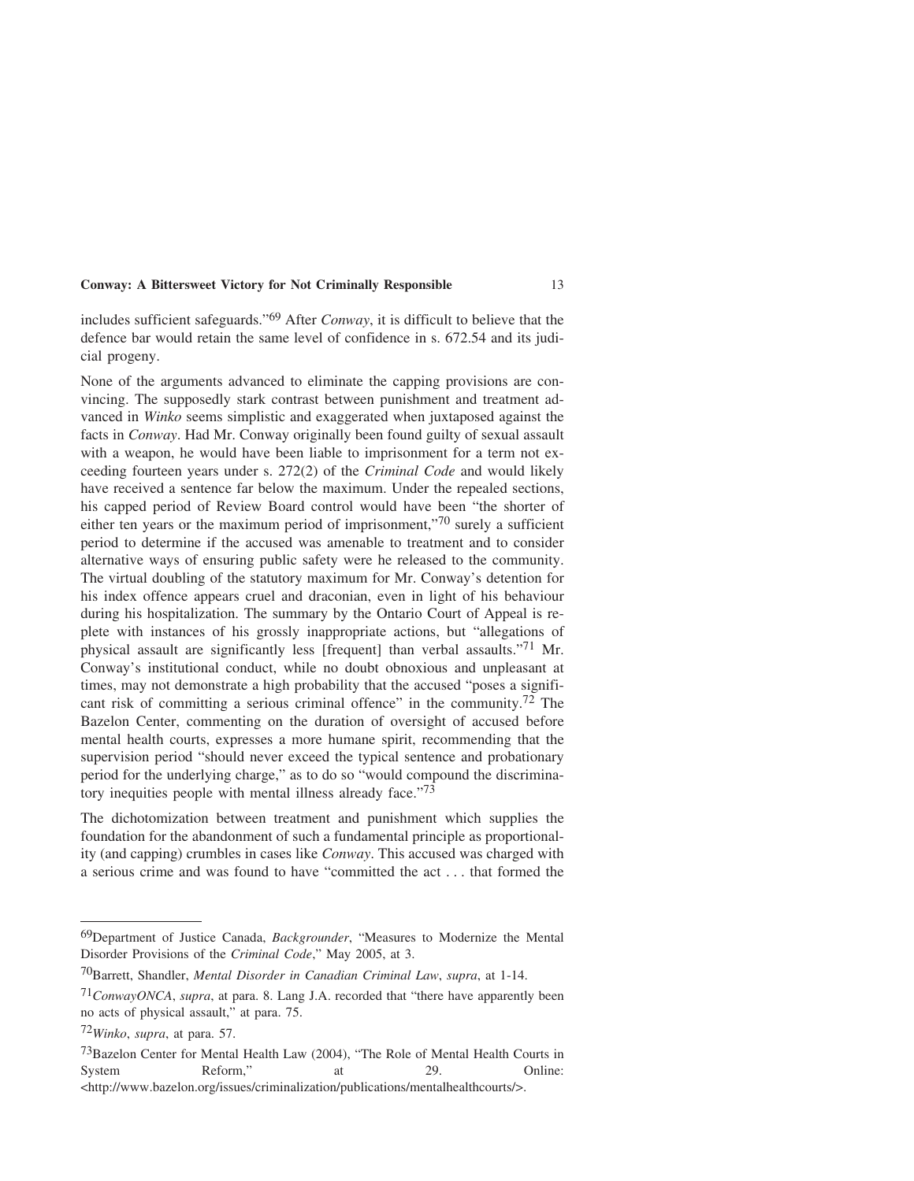includes sufficient safeguards."[69] After *Conway*, it is difficult to believe that the defence bar would retain the same level of confidence in s. 672.54 and its judicial progeny.

None of the arguments advanced to eliminate the capping provisions are convincing. The supposedly stark contrast between punishment and treatment advanced in *Winko* seems simplistic and exaggerated when juxtaposed against the facts in *Conway*. Had Mr. Conway originally been found guilty of sexual assault with a weapon, he would have been liable to imprisonment for a term not exceeding fourteen years under s. 272(2) of the *Criminal Code* and would likely have received a sentence far below the maximum. Under the repealed sections, his capped period of Review Board control would have been "the shorter of either ten years or the maximum period of imprisonment,"[70] surely a sufficient period to determine if the accused was amenable to treatment and to consider alternative ways of ensuring public safety were he released to the community. The virtual doubling of the statutory maximum for Mr. Conway's detention for his index offence appears cruel and draconian, even in light of his behaviour during his hospitalization. The summary by the Ontario Court of Appeal is replete with instances of his grossly inappropriate actions, but "allegations of physical assault are significantly less [frequent] than verbal assaults."[71] Mr. Conway's institutional conduct, while no doubt obnoxious and unpleasant at times, may not demonstrate a high probability that the accused "poses a significant risk of committing a serious criminal offence" in the community.[72] The Bazelon Center, commenting on the duration of oversight of accused before mental health courts, expresses a more humane spirit, recommending that the supervision period "should never exceed the typical sentence and probationary period for the underlying charge," as to do so "would compound the discriminatory inequities people with mental illness already face."[73]

The dichotomization between treatment and punishment which supplies the foundation for the abandonment of such a fundamental principle as proportionality (and capping) crumbles in cases like *Conway*. This accused was charged with a serious crime and was found to have "committed the act . . . that formed the

---

[69] Department of Justice Canada, *Backgrounder*, "Measures to Modernize the Mental Disorder Provisions of the *Criminal Code*," May 2005, at 3.

[70] Barrett, Shandler, *Mental Disorder in Canadian Criminal Law*, *supra*, at 1-14.

[71] *ConwayONCA*, *supra*, at para. 8. Lang J.A. recorded that "there have apparently been no acts of physical assault," at para. 75.

[72] *Winko*, *supra*, at para. 57.

[73] Bazelon Center for Mental Health Law (2004), "The Role of Mental Health Courts in System Reform," at 29. Online: <http://www.bazelon.org/issues/criminalization/publications/mentalhealthcourts/>.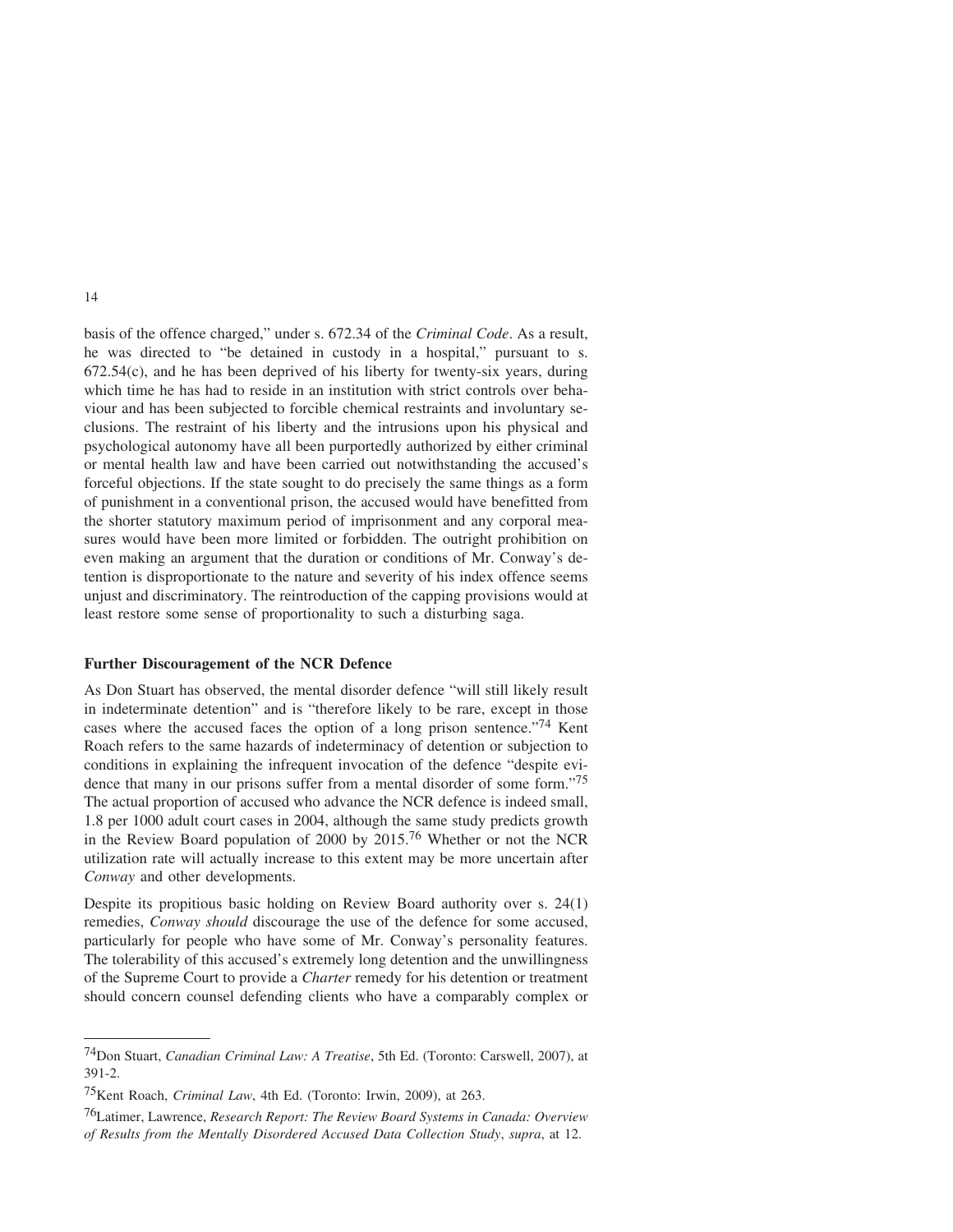basis of the offence charged," under s. 672.34 of the *Criminal Code*. As a result, he was directed to "be detained in custody in a hospital," pursuant to s. 672.54(c), and he has been deprived of his liberty for twenty-six years, during which time he has had to reside in an institution with strict controls over behaviour and has been subjected to forcible chemical restraints and involuntary seclusions. The restraint of his liberty and the intrusions upon his physical and psychological autonomy have all been purportedly authorized by either criminal or mental health law and have been carried out notwithstanding the accused's forceful objections. If the state sought to do precisely the same things as a form of punishment in a conventional prison, the accused would have benefitted from the shorter statutory maximum period of imprisonment and any corporal measures would have been more limited or forbidden. The outright prohibition on even making an argument that the duration or conditions of Mr. Conway's detention is disproportionate to the nature and severity of his index offence seems unjust and discriminatory. The reintroduction of the capping provisions would at least restore some sense of proportionality to such a disturbing saga.

### Further Discouragement of the NCR Defence

As Don Stuart has observed, the mental disorder defence "will still likely result in indeterminate detention" and is "therefore likely to be rare, except in those cases where the accused faces the option of a long prison sentence."[74] Kent Roach refers to the same hazards of indeterminacy of detention or subjection to conditions in explaining the infrequent invocation of the defence "despite evidence that many in our prisons suffer from a mental disorder of some form."[75] The actual proportion of accused who advance the NCR defence is indeed small, 1.8 per 1000 adult court cases in 2004, although the same study predicts growth in the Review Board population of 2000 by 2015.[76] Whether or not the NCR utilization rate will actually increase to this extent may be more uncertain after *Conway* and other developments.

Despite its propitious basic holding on Review Board authority over s. 24(1) remedies, *Conway should* discourage the use of the defence for some accused, particularly for people who have some of Mr. Conway's personality features. The tolerability of this accused's extremely long detention and the unwillingness of the Supreme Court to provide a *Charter* remedy for his detention or treatment should concern counsel defending clients who have a comparably complex or

---

[74] Don Stuart, *Canadian Criminal Law: A Treatise*, 5th Ed. (Toronto: Carswell, 2007), at 391-2.

[75] Kent Roach, *Criminal Law*, 4th Ed. (Toronto: Irwin, 2009), at 263.

[76] Latimer, Lawrence, *Research Report: The Review Board Systems in Canada: Overview of Results from the Mentally Disordered Accused Data Collection Study*, *supra*, at 12.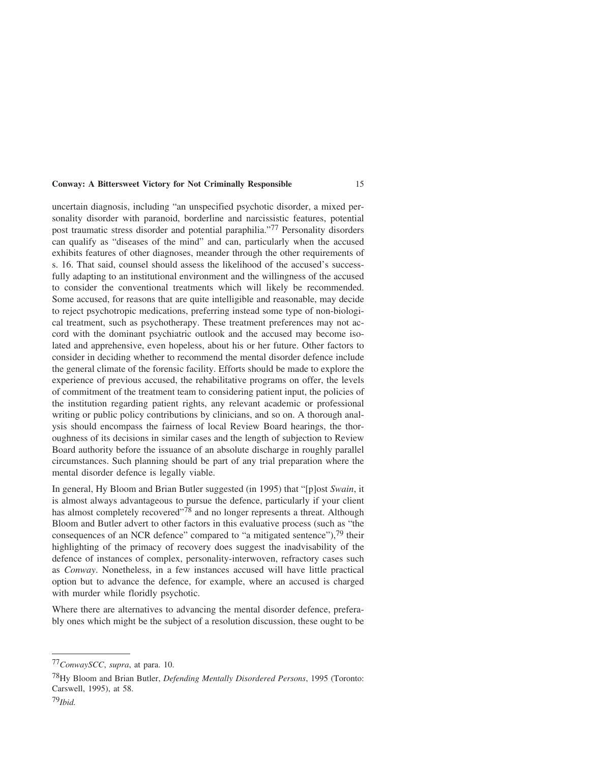uncertain diagnosis, including "an unspecified psychotic disorder, a mixed personality disorder with paranoid, borderline and narcissistic features, potential post traumatic stress disorder and potential paraphilia."[77] Personality disorders can qualify as "diseases of the mind" and can, particularly when the accused exhibits features of other diagnoses, meander through the other requirements of s. 16. That said, counsel should assess the likelihood of the accused's successfully adapting to an institutional environment and the willingness of the accused to consider the conventional treatments which will likely be recommended. Some accused, for reasons that are quite intelligible and reasonable, may decide to reject psychotropic medications, preferring instead some type of non-biological treatment, such as psychotherapy. These treatment preferences may not accord with the dominant psychiatric outlook and the accused may become isolated and apprehensive, even hopeless, about his or her future. Other factors to consider in deciding whether to recommend the mental disorder defence include the general climate of the forensic facility. Efforts should be made to explore the experience of previous accused, the rehabilitative programs on offer, the levels of commitment of the treatment team to considering patient input, the policies of the institution regarding patient rights, any relevant academic or professional writing or public policy contributions by clinicians, and so on. A thorough analysis should encompass the fairness of local Review Board hearings, the thoroughness of its decisions in similar cases and the length of subjection to Review Board authority before the issuance of an absolute discharge in roughly parallel circumstances. Such planning should be part of any trial preparation where the mental disorder defence is legally viable.

In general, Hy Bloom and Brian Butler suggested (in 1995) that "[p]ost *Swain*, it is almost always advantageous to pursue the defence, particularly if your client has almost completely recovered"[78] and no longer represents a threat. Although Bloom and Butler advert to other factors in this evaluative process (such as "the consequences of an NCR defence" compared to "a mitigated sentence"),[79] their highlighting of the primacy of recovery does suggest the inadvisability of the defence of instances of complex, personality-interwoven, refractory cases such as *Conway*. Nonetheless, in a few instances accused will have little practical option but to advance the defence, for example, where an accused is charged with murder while floridly psychotic.

Where there are alternatives to advancing the mental disorder defence, preferably ones which might be the subject of a resolution discussion, these ought to be

---

[77] *ConwaySCC*, *supra*, at para. 10.

[78] Hy Bloom and Brian Butler, *Defending Mentally Disordered Persons*, 1995 (Toronto: Carswell, 1995), at 58.

[79] *Ibid.*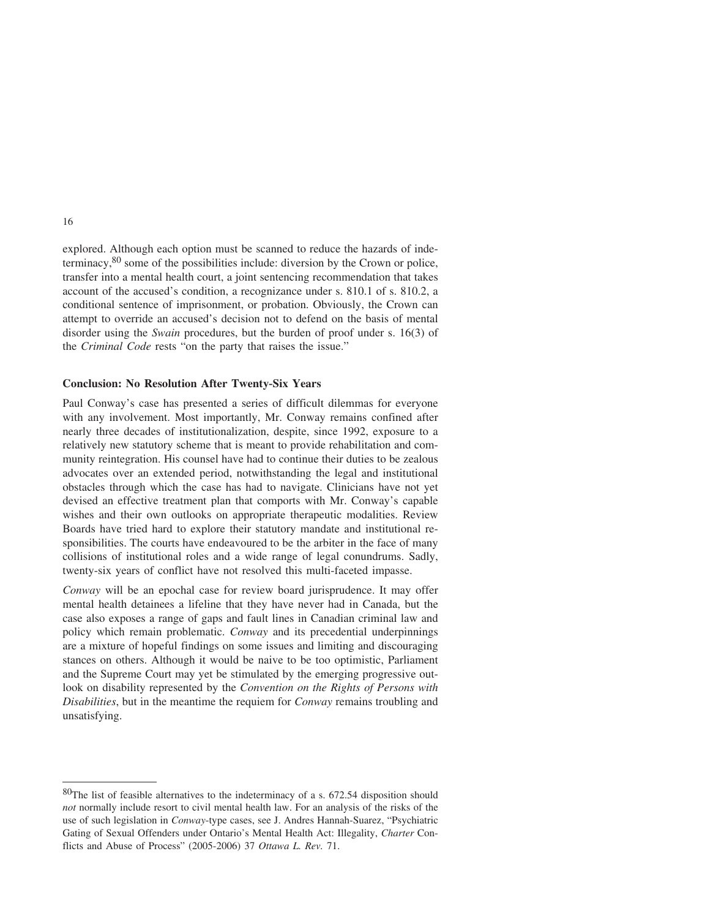explored. Although each option must be scanned to reduce the hazards of indeterminacy,[80] some of the possibilities include: diversion by the Crown or police, transfer into a mental health court, a joint sentencing recommendation that takes account of the accused's condition, a recognizance under s. 810.1 of s. 810.2, a conditional sentence of imprisonment, or probation. Obviously, the Crown can attempt to override an accused's decision not to defend on the basis of mental disorder using the *Swain* procedures, but the burden of proof under s. 16(3) of the *Criminal Code* rests "on the party that raises the issue."

## Conclusion: No Resolution After Twenty-Six Years

Paul Conway's case has presented a series of difficult dilemmas for everyone with any involvement. Most importantly, Mr. Conway remains confined after nearly three decades of institutionalization, despite, since 1992, exposure to a relatively new statutory scheme that is meant to provide rehabilitation and community reintegration. His counsel have had to continue their duties to be zealous advocates over an extended period, notwithstanding the legal and institutional obstacles through which the case has had to navigate. Clinicians have not yet devised an effective treatment plan that comports with Mr. Conway's capable wishes and their own outlooks on appropriate therapeutic modalities. Review Boards have tried hard to explore their statutory mandate and institutional responsibilities. The courts have endeavoured to be the arbiter in the face of many collisions of institutional roles and a wide range of legal conundrums. Sadly, twenty-six years of conflict have not resolved this multi-faceted impasse.

*Conway* will be an epochal case for review board jurisprudence. It may offer mental health detainees a lifeline that they have never had in Canada, but the case also exposes a range of gaps and fault lines in Canadian criminal law and policy which remain problematic. *Conway* and its precedential underpinnings are a mixture of hopeful findings on some issues and limiting and discouraging stances on others. Although it would be naive to be too optimistic, Parliament and the Supreme Court may yet be stimulated by the emerging progressive outlook on disability represented by the *Convention on the Rights of Persons with Disabilities*, but in the meantime the requiem for *Conway* remains troubling and unsatisfying.

---

[80] The list of feasible alternatives to the indeterminacy of a s. 672.54 disposition should *not* normally include resort to civil mental health law. For an analysis of the risks of the use of such legislation in *Conway*-type cases, see J. Andres Hannah-Suarez, "Psychiatric Gating of Sexual Offenders under Ontario's Mental Health Act: Illegality, *Charter* Conflicts and Abuse of Process" (2005-2006) 37 *Ottawa L. Rev.* 71.